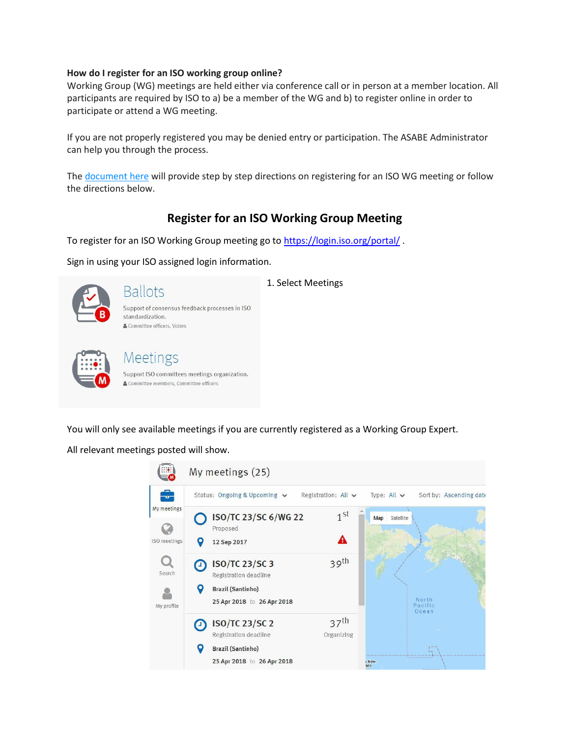**How do I register for an ISO working group online?**
Working Group (WG) meetings are held either via conference call or in person at a member location. All participants are required by ISO to a) be a member of the WG and b) to register online in order to participate or attend a WG meeting.

If you are not properly registered you may be denied entry or participation. The ASABE Administrator can help you through the process.

The [document here]() will provide step by step directions on registering for an ISO WG meeting or follow the directions below.

## Register for an ISO Working Group Meeting

To register for an ISO Working Group meeting go to [https://login.iso.org/portal/](https://login.iso.org/portal/) .

Sign in using your ISO assigned login information.

1. Select Meetings

You will only see available meetings if you are currently registered as a Working Group Expert.

All relevant meetings posted will show.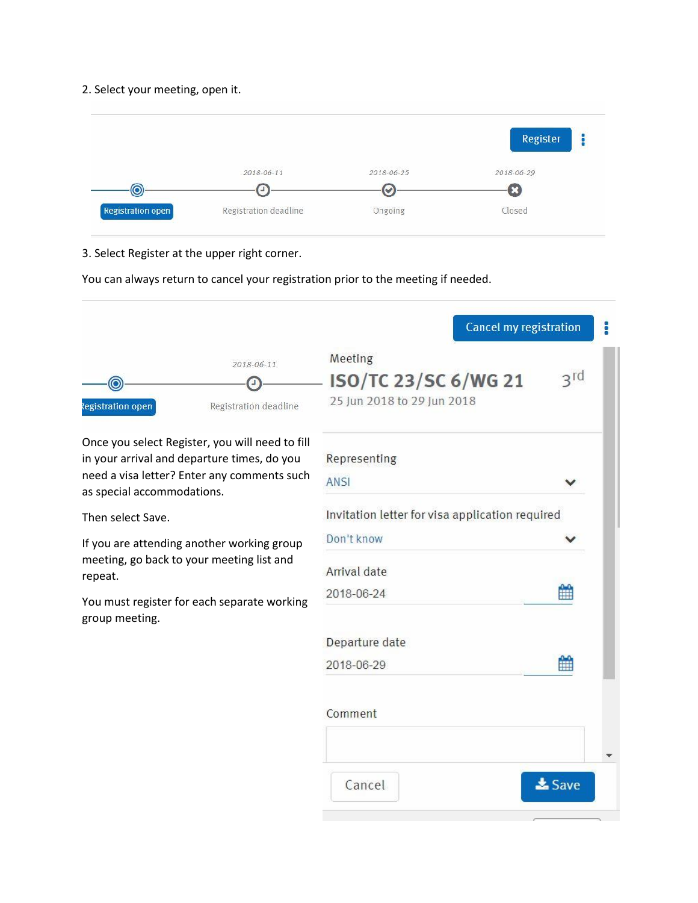2. Select your meeting, open it.

Register

2018-06-11 2018-06-25 2018-06-29

Registration open Registration deadline Ongoing Closed

3. Select Register at the upper right corner.

You can always return to cancel your registration prior to the meeting if needed.

Cancel my registration

2018-06-11

Registration open Registration deadline

Meeting

ISO/TC 23/SC 6/WG 21 3rd

25 Jun 2018 to 29 Jun 2018

Representing

ANSI

Invitation letter for visa application required

Don't know

Arrival date

2018-06-24

Departure date

2018-06-29

Comment

Cancel Save

Once you select Register, you will need to fill in your arrival and departure times, do you need a visa letter? Enter any comments such as special accommodations.

Then select Save.

If you are attending another working group meeting, go back to your meeting list and repeat.

You must register for each separate working group meeting.